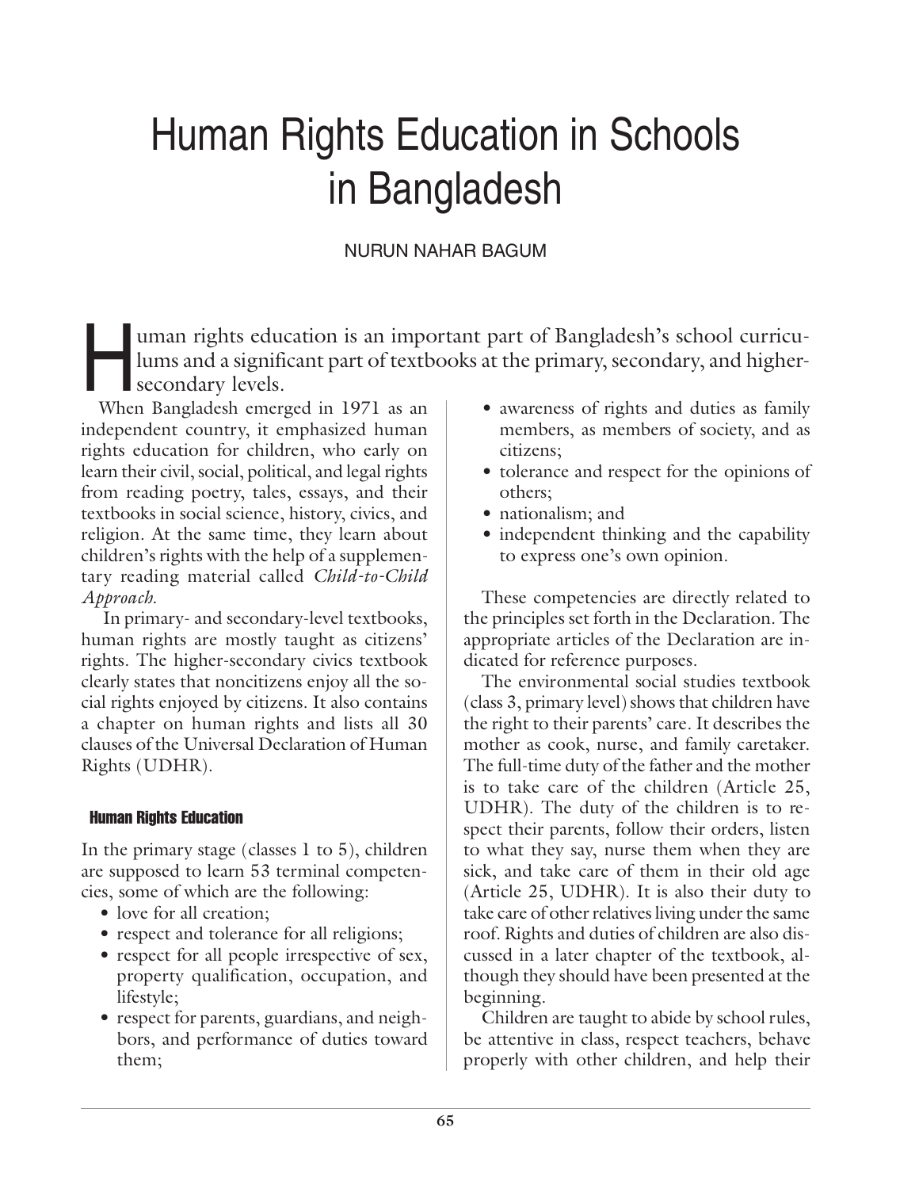# Human Rights Education in Schools in Bangladesh

NURUN NAHAR BAGUM

Human rights education is an important part of Bangladesh's school curriculums and a significant part of textbooks at the primary, secondary, and higher-secondary levels.

When Bangladesh emerged in 1971 as an independent country, it emphasized human rights education for children, who early on learn their civil, social, political, and legal rights from reading poetry, tales, essays, and their textbooks in social science, history, civics, and religion. At the same time, they learn about children's rights with the help of a supplementary reading material called *Child-to-Child Approach*.

In primary- and secondary-level textbooks, human rights are mostly taught as citizens' rights. The higher-secondary civics textbook clearly states that noncitizens enjoy all the social rights enjoyed by citizens. It also contains a chapter on human rights and lists all 30 clauses of the Universal Declaration of Human Rights (UDHR).

## Human Rights Education

In the primary stage (classes 1 to 5), children are supposed to learn 53 terminal competencies, some of which are the following:

- love for all creation;
- respect and tolerance for all religions;
- respect for all people irrespective of sex, property qualification, occupation, and lifestyle;
- respect for parents, guardians, and neighbors, and performance of duties toward them;
- awareness of rights and duties as family members, as members of society, and as citizens;
- tolerance and respect for the opinions of others;
- nationalism; and
- independent thinking and the capability to express one's own opinion.

These competencies are directly related to the principles set forth in the Declaration. The appropriate articles of the Declaration are indicated for reference purposes.

The environmental social studies textbook (class 3, primary level) shows that children have the right to their parents' care. It describes the mother as cook, nurse, and family caretaker. The full-time duty of the father and the mother is to take care of the children (Article 25, UDHR). The duty of the children is to respect their parents, follow their orders, listen to what they say, nurse them when they are sick, and take care of them in their old age (Article 25, UDHR). It is also their duty to take care of other relatives living under the same roof. Rights and duties of children are also discussed in a later chapter of the textbook, although they should have been presented at the beginning.

Children are taught to abide by school rules, be attentive in class, respect teachers, behave properly with other children, and help their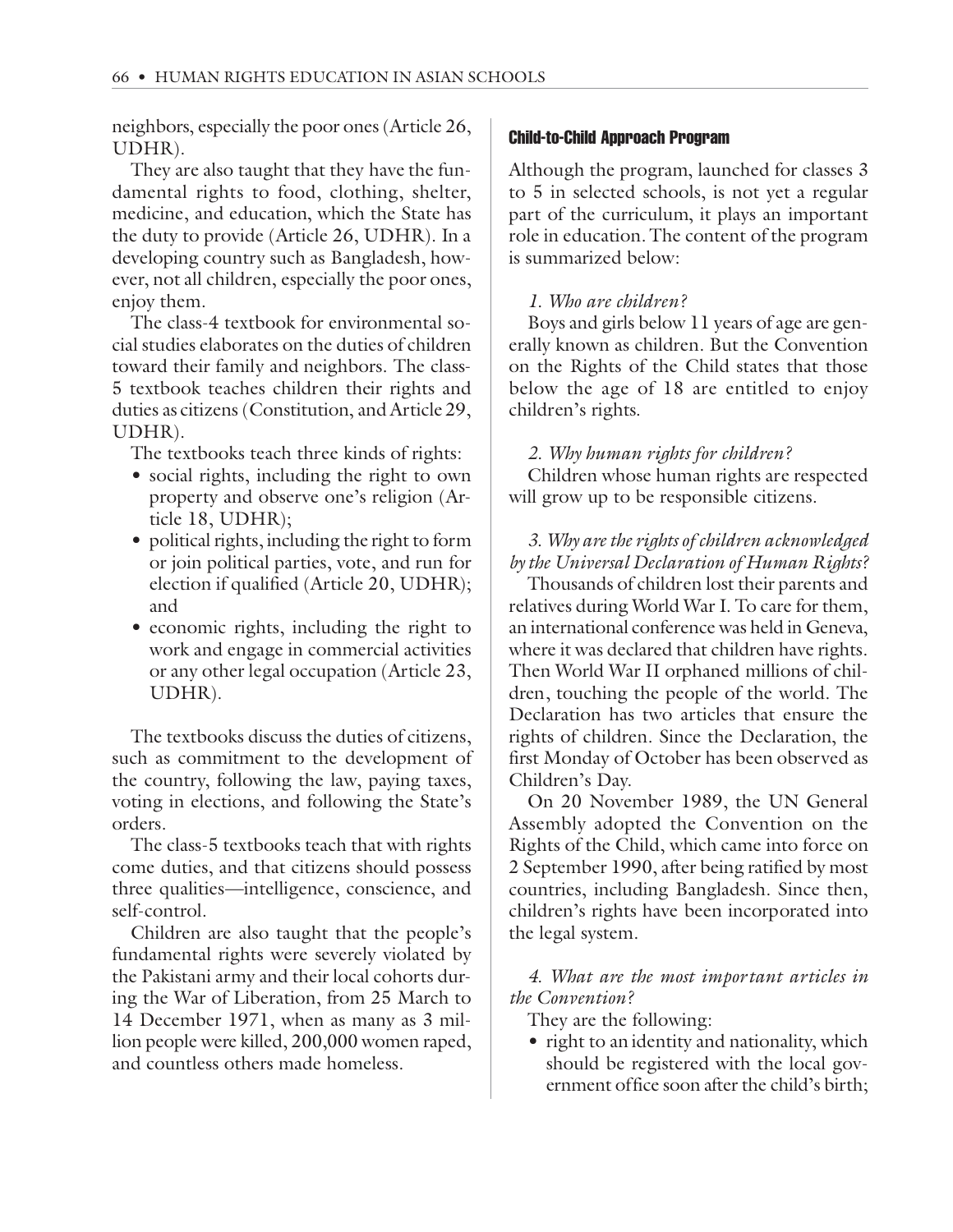neighbors, especially the poor ones (Article 26, UDHR).

They are also taught that they have the fundamental rights to food, clothing, shelter, medicine, and education, which the State has the duty to provide (Article 26, UDHR). In a developing country such as Bangladesh, however, not all children, especially the poor ones, enjoy them.

The class-4 textbook for environmental social studies elaborates on the duties of children toward their family and neighbors. The class-5 textbook teaches children their rights and duties as citizens (Constitution, and Article 29, UDHR).

The textbooks teach three kinds of rights:

- social rights, including the right to own property and observe one's religion (Article 18, UDHR);
- political rights, including the right to form or join political parties, vote, and run for election if qualified (Article 20, UDHR); and
- economic rights, including the right to work and engage in commercial activities or any other legal occupation (Article 23, UDHR).

The textbooks discuss the duties of citizens, such as commitment to the development of the country, following the law, paying taxes, voting in elections, and following the State's orders.

The class-5 textbooks teach that with rights come duties, and that citizens should possess three qualities—intelligence, conscience, and self-control.

Children are also taught that the people's fundamental rights were severely violated by the Pakistani army and their local cohorts during the War of Liberation, from 25 March to 14 December 1971, when as many as 3 million people were killed, 200,000 women raped, and countless others made homeless.

#### Child-to-Child Approach Program

Although the program, launched for classes 3 to 5 in selected schools, is not yet a regular part of the curriculum, it plays an important role in education. The content of the program is summarized below:

*1. Who are children?*

Boys and girls below 11 years of age are generally known as children. But the Convention on the Rights of the Child states that those below the age of 18 are entitled to enjoy children's rights.

*2. Why human rights for children?*

Children whose human rights are respected will grow up to be responsible citizens.

*3. Why are the rights of children acknowledged by the Universal Declaration of Human Rights?*

Thousands of children lost their parents and relatives during World War I. To care for them, an international conference was held in Geneva, where it was declared that children have rights. Then World War II orphaned millions of children, touching the people of the world. The Declaration has two articles that ensure the rights of children. Since the Declaration, the first Monday of October has been observed as Children's Day.

On 20 November 1989, the UN General Assembly adopted the Convention on the Rights of the Child, which came into force on 2 September 1990, after being ratified by most countries, including Bangladesh. Since then, children's rights have been incorporated into the legal system.

*4. What are the most important articles in the Convention?*

They are the following:

- right to an identity and nationality, which should be registered with the local government office soon after the child's birth;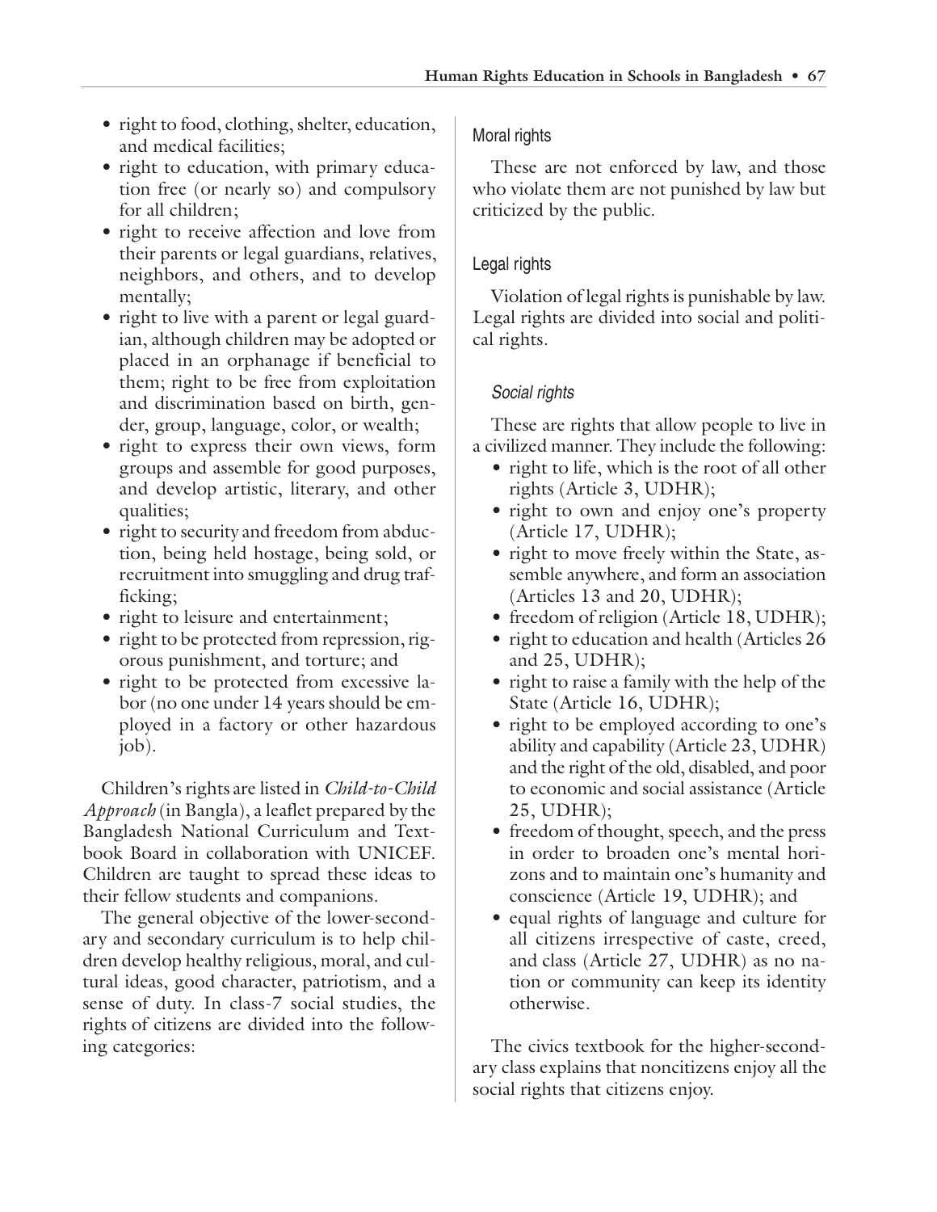- right to food, clothing, shelter, education, and medical facilities;
- right to education, with primary education free (or nearly so) and compulsory for all children;
- right to receive affection and love from their parents or legal guardians, relatives, neighbors, and others, and to develop mentally;
- right to live with a parent or legal guardian, although children may be adopted or placed in an orphanage if beneficial to them; right to be free from exploitation and discrimination based on birth, gender, group, language, color, or wealth;
- right to express their own views, form groups and assemble for good purposes, and develop artistic, literary, and other qualities;
- right to security and freedom from abduction, being held hostage, being sold, or recruitment into smuggling and drug trafficking;
- right to leisure and entertainment;
- right to be protected from repression, rigorous punishment, and torture; and
- right to be protected from excessive labor (no one under 14 years should be employed in a factory or other hazardous job).

Children's rights are listed in *Child-to-Child Approach* (in Bangla), a leaflet prepared by the Bangladesh National Curriculum and Textbook Board in collaboration with UNICEF. Children are taught to spread these ideas to their fellow students and companions.

The general objective of the lower-secondary and secondary curriculum is to help children develop healthy religious, moral, and cultural ideas, good character, patriotism, and a sense of duty. In class-7 social studies, the rights of citizens are divided into the following categories:

### Moral rights

These are not enforced by law, and those who violate them are not punished by law but criticized by the public.

### Legal rights

Violation of legal rights is punishable by law. Legal rights are divided into social and political rights.

#### *Social rights*

These are rights that allow people to live in a civilized manner. They include the following:

- right to life, which is the root of all other rights (Article 3, UDHR);
- right to own and enjoy one's property (Article 17, UDHR);
- right to move freely within the State, assemble anywhere, and form an association (Articles 13 and 20, UDHR);
- freedom of religion (Article 18, UDHR);
- right to education and health (Articles 26 and 25, UDHR);
- right to raise a family with the help of the State (Article 16, UDHR);
- right to be employed according to one's ability and capability (Article 23, UDHR) and the right of the old, disabled, and poor to economic and social assistance (Article 25, UDHR);
- freedom of thought, speech, and the press in order to broaden one's mental horizons and to maintain one's humanity and conscience (Article 19, UDHR); and
- equal rights of language and culture for all citizens irrespective of caste, creed, and class (Article 27, UDHR) as no nation or community can keep its identity otherwise.

The civics textbook for the higher-secondary class explains that noncitizens enjoy all the social rights that citizens enjoy.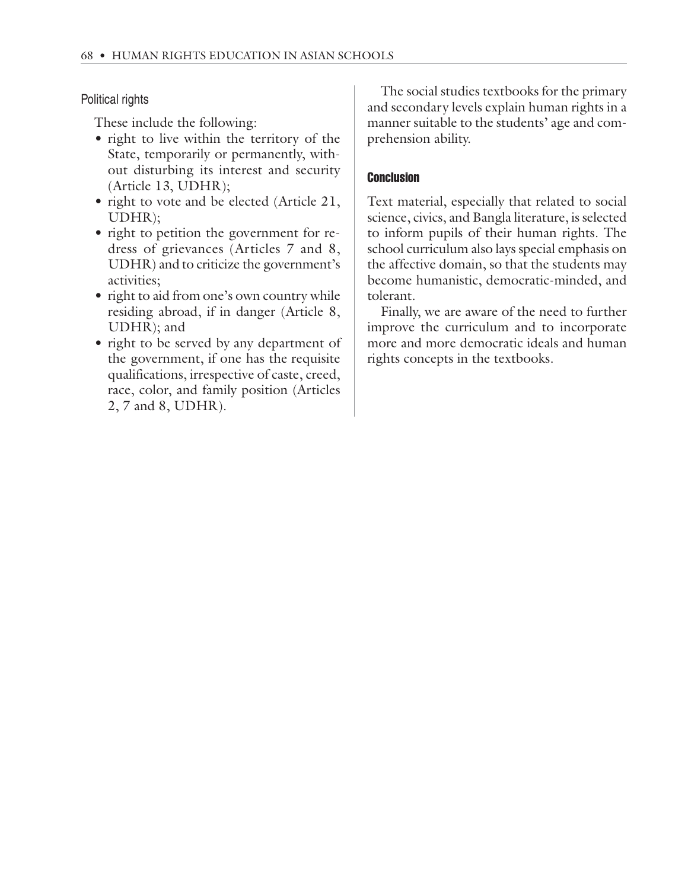### Political rights

These include the following:

- right to live within the territory of the State, temporarily or permanently, without disturbing its interest and security (Article 13, UDHR);
- right to vote and be elected (Article 21, UDHR);
- right to petition the government for redress of grievances (Articles 7 and 8, UDHR) and to criticize the government's activities;
- right to aid from one's own country while residing abroad, if in danger (Article 8, UDHR); and
- right to be served by any department of the government, if one has the requisite qualifications, irrespective of caste, creed, race, color, and family position (Articles 2, 7 and 8, UDHR).

The social studies textbooks for the primary and secondary levels explain human rights in a manner suitable to the students' age and comprehension ability.

## Conclusion

Text material, especially that related to social science, civics, and Bangla literature, is selected to inform pupils of their human rights. The school curriculum also lays special emphasis on the affective domain, so that the students may become humanistic, democratic-minded, and tolerant.

Finally, we are aware of the need to further improve the curriculum and to incorporate more and more democratic ideals and human rights concepts in the textbooks.